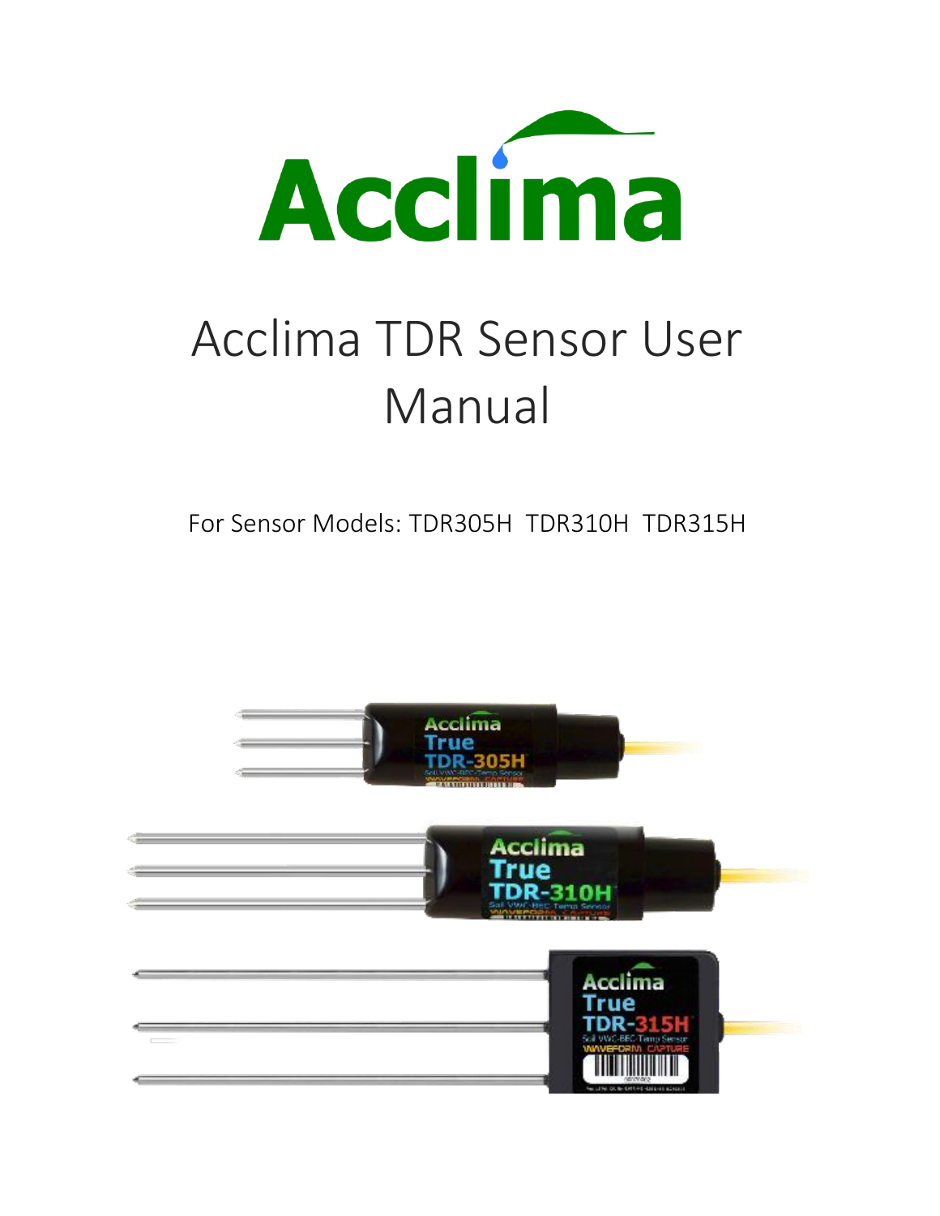# Acclima TDR Sensor User Manual

For Sensor Models: TDR305H TDR310H TDR315H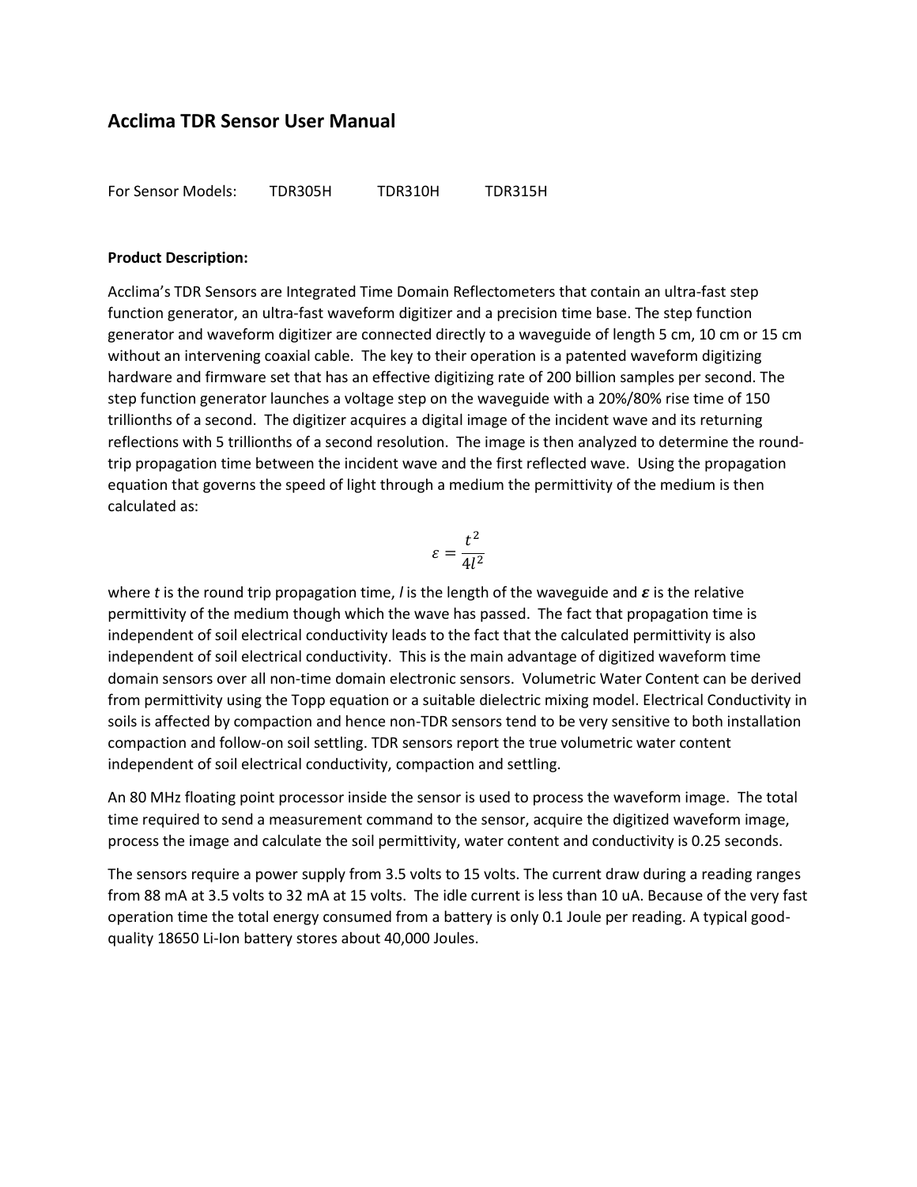# Acclima TDR Sensor User Manual

For Sensor Models: TDR305H TDR310H TDR315H

**Product Description:**

Acclima's TDR Sensors are Integrated Time Domain Reflectometers that contain an ultra-fast step function generator, an ultra-fast waveform digitizer and a precision time base. The step function generator and waveform digitizer are connected directly to a waveguide of length 5 cm, 10 cm or 15 cm without an intervening coaxial cable. The key to their operation is a patented waveform digitizing hardware and firmware set that has an effective digitizing rate of 200 billion samples per second. The step function generator launches a voltage step on the waveguide with a 20%/80% rise time of 150 trillionths of a second. The digitizer acquires a digital image of the incident wave and its returning reflections with 5 trillionths of a second resolution. The image is then analyzed to determine the round-trip propagation time between the incident wave and the first reflected wave. Using the propagation equation that governs the speed of light through a medium the permittivity of the medium is then calculated as:

$$\varepsilon = \frac{t^2}{4l^2}$$

where $t$ is the round trip propagation time, $l$ is the length of the waveguide and $\boldsymbol{\varepsilon}$ is the relative permittivity of the medium though which the wave has passed. The fact that propagation time is independent of soil electrical conductivity leads to the fact that the calculated permittivity is also independent of soil electrical conductivity. This is the main advantage of digitized waveform time domain sensors over all non-time domain electronic sensors. Volumetric Water Content can be derived from permittivity using the Topp equation or a suitable dielectric mixing model. Electrical Conductivity in soils is affected by compaction and hence non-TDR sensors tend to be very sensitive to both installation compaction and follow-on soil settling. TDR sensors report the true volumetric water content independent of soil electrical conductivity, compaction and settling.

An 80 MHz floating point processor inside the sensor is used to process the waveform image. The total time required to send a measurement command to the sensor, acquire the digitized waveform image, process the image and calculate the soil permittivity, water content and conductivity is 0.25 seconds.

The sensors require a power supply from 3.5 volts to 15 volts. The current draw during a reading ranges from 88 mA at 3.5 volts to 32 mA at 15 volts. The idle current is less than 10 uA. Because of the very fast operation time the total energy consumed from a battery is only 0.1 Joule per reading. A typical good-quality 18650 Li-Ion battery stores about 40,000 Joules.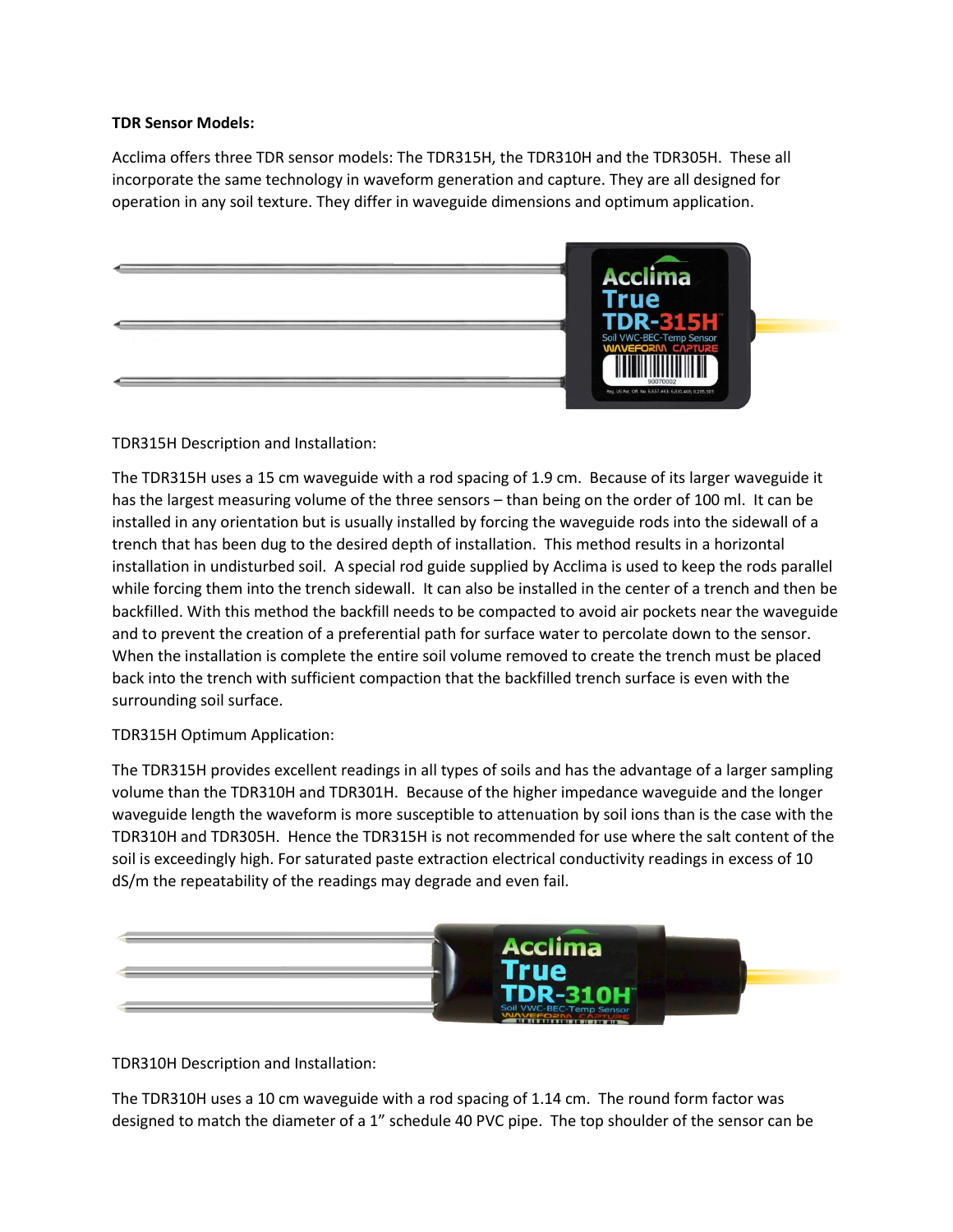**TDR Sensor Models:**

Acclima offers three TDR sensor models: The TDR315H, the TDR310H and the TDR305H. These all incorporate the same technology in waveform generation and capture. They are all designed for operation in any soil texture. They differ in waveguide dimensions and optimum application.

TDR315H Description and Installation:

The TDR315H uses a 15 cm waveguide with a rod spacing of 1.9 cm. Because of its larger waveguide it has the largest measuring volume of the three sensors – than being on the order of 100 ml. It can be installed in any orientation but is usually installed by forcing the waveguide rods into the sidewall of a trench that has been dug to the desired depth of installation. This method results in a horizontal installation in undisturbed soil. A special rod guide supplied by Acclima is used to keep the rods parallel while forcing them into the trench sidewall. It can also be installed in the center of a trench and then be backfilled. With this method the backfill needs to be compacted to avoid air pockets near the waveguide and to prevent the creation of a preferential path for surface water to percolate down to the sensor. When the installation is complete the entire soil volume removed to create the trench must be placed back into the trench with sufficient compaction that the backfilled trench surface is even with the surrounding soil surface.

TDR315H Optimum Application:

The TDR315H provides excellent readings in all types of soils and has the advantage of a larger sampling volume than the TDR310H and TDR301H. Because of the higher impedance waveguide and the longer waveguide length the waveform is more susceptible to attenuation by soil ions than is the case with the TDR310H and TDR305H. Hence the TDR315H is not recommended for use where the salt content of the soil is exceedingly high. For saturated paste extraction electrical conductivity readings in excess of 10 dS/m the repeatability of the readings may degrade and even fail.

TDR310H Description and Installation:

The TDR310H uses a 10 cm waveguide with a rod spacing of 1.14 cm. The round form factor was designed to match the diameter of a 1" schedule 40 PVC pipe. The top shoulder of the sensor can be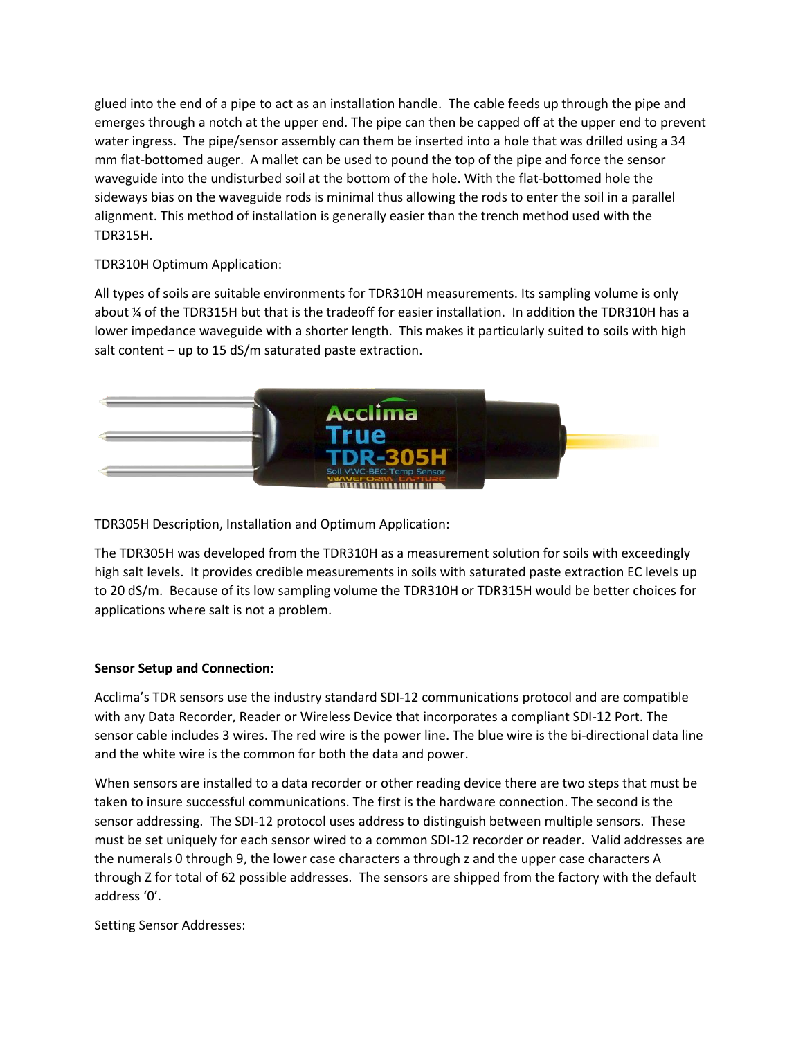glued into the end of a pipe to act as an installation handle. The cable feeds up through the pipe and emerges through a notch at the upper end. The pipe can then be capped off at the upper end to prevent water ingress. The pipe/sensor assembly can them be inserted into a hole that was drilled using a 34 mm flat-bottomed auger. A mallet can be used to pound the top of the pipe and force the sensor waveguide into the undisturbed soil at the bottom of the hole. With the flat-bottomed hole the sideways bias on the waveguide rods is minimal thus allowing the rods to enter the soil in a parallel alignment. This method of installation is generally easier than the trench method used with the TDR315H.

TDR310H Optimum Application:

All types of soils are suitable environments for TDR310H measurements. Its sampling volume is only about ¼ of the TDR315H but that is the tradeoff for easier installation. In addition the TDR310H has a lower impedance waveguide with a shorter length. This makes it particularly suited to soils with high salt content – up to 15 dS/m saturated paste extraction.

TDR305H Description, Installation and Optimum Application:

The TDR305H was developed from the TDR310H as a measurement solution for soils with exceedingly high salt levels. It provides credible measurements in soils with saturated paste extraction EC levels up to 20 dS/m. Because of its low sampling volume the TDR310H or TDR315H would be better choices for applications where salt is not a problem.

**Sensor Setup and Connection:**

Acclima's TDR sensors use the industry standard SDI-12 communications protocol and are compatible with any Data Recorder, Reader or Wireless Device that incorporates a compliant SDI-12 Port. The sensor cable includes 3 wires. The red wire is the power line. The blue wire is the bi-directional data line and the white wire is the common for both the data and power.

When sensors are installed to a data recorder or other reading device there are two steps that must be taken to insure successful communications. The first is the hardware connection. The second is the sensor addressing. The SDI-12 protocol uses address to distinguish between multiple sensors. These must be set uniquely for each sensor wired to a common SDI-12 recorder or reader. Valid addresses are the numerals 0 through 9, the lower case characters a through z and the upper case characters A through Z for total of 62 possible addresses. The sensors are shipped from the factory with the default address '0'.

Setting Sensor Addresses: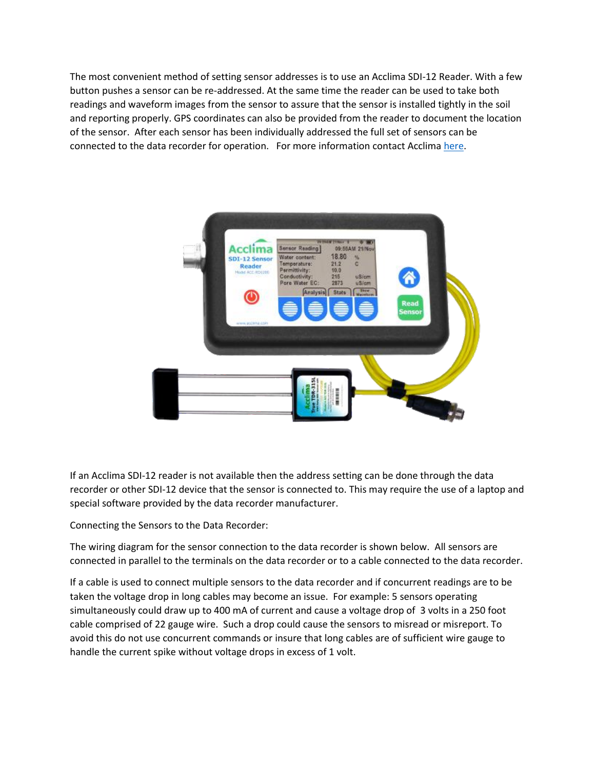The most convenient method of setting sensor addresses is to use an Acclima SDI-12 Reader. With a few button pushes a sensor can be re-addressed. At the same time the reader can be used to take both readings and waveform images from the sensor to assure that the sensor is installed tightly in the soil and reporting properly. GPS coordinates can also be provided from the reader to document the location of the sensor. After each sensor has been individually addressed the full set of sensors can be connected to the data recorder for operation. For more information contact Acclima here.

If an Acclima SDI-12 reader is not available then the address setting can be done through the data recorder or other SDI-12 device that the sensor is connected to. This may require the use of a laptop and special software provided by the data recorder manufacturer.

Connecting the Sensors to the Data Recorder:

The wiring diagram for the sensor connection to the data recorder is shown below. All sensors are connected in parallel to the terminals on the data recorder or to a cable connected to the data recorder.

If a cable is used to connect multiple sensors to the data recorder and if concurrent readings are to be taken the voltage drop in long cables may become an issue. For example: 5 sensors operating simultaneously could draw up to 400 mA of current and cause a voltage drop of 3 volts in a 250 foot cable comprised of 22 gauge wire. Such a drop could cause the sensors to misread or misreport. To avoid this do not use concurrent commands or insure that long cables are of sufficient wire gauge to handle the current spike without voltage drops in excess of 1 volt.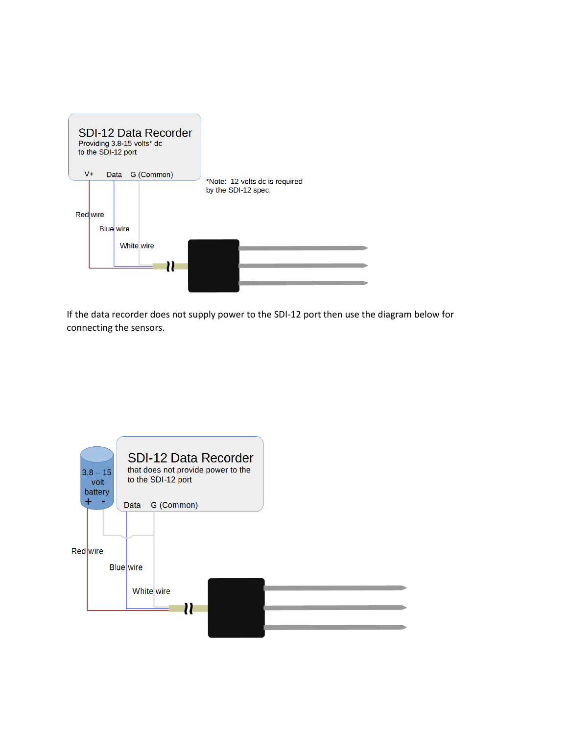SDI-12 Data Recorder
Providing 3.8-15 volts* dc
to the SDI-12 port

V+ Data G (Common)

*Note: 12 volts dc is required
by the SDI-12 spec.

Red wire

Blue wire

White wire

If the data recorder does not supply power to the SDI-12 port then use the diagram below for connecting the sensors.

3.8 – 15
volt
battery
+ -

SDI-12 Data Recorder
that does not provide power to the
to the SDI-12 port

Data G (Common)

Red wire

Blue wire

White wire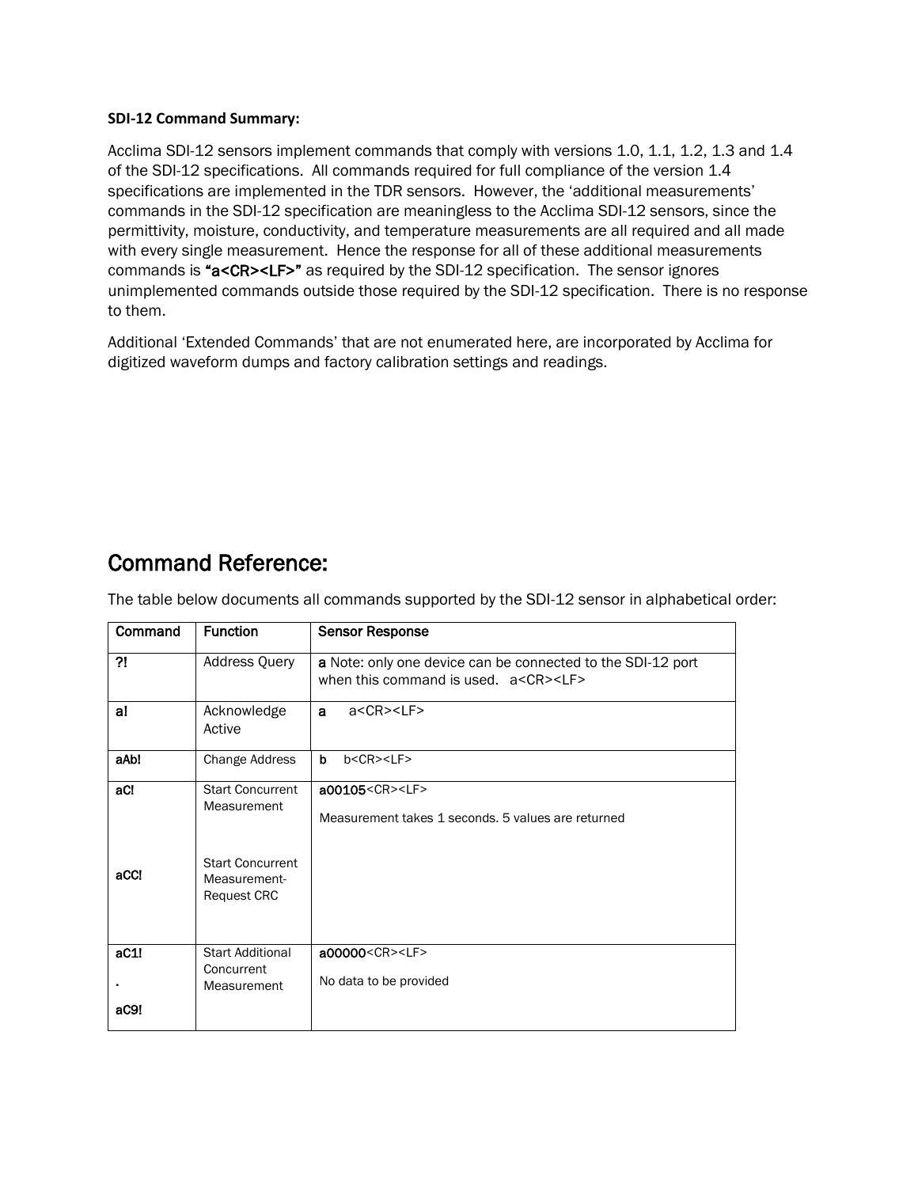**SDI-12 Command Summary:**

Acclima SDI-12 sensors implement commands that comply with versions 1.0, 1.1, 1.2, 1.3 and 1.4 of the SDI-12 specifications. All commands required for full compliance of the version 1.4 specifications are implemented in the TDR sensors. However, the 'additional measurements' commands in the SDI-12 specification are meaningless to the Acclima SDI-12 sensors, since the permittivity, moisture, conductivity, and temperature measurements are all required and all made with every single measurement. Hence the response for all of these additional measurements commands is **"a<CR><LF>"** as required by the SDI-12 specification. The sensor ignores unimplemented commands outside those required by the SDI-12 specification. There is no response to them.

Additional 'Extended Commands' that are not enumerated here, are incorporated by Acclima for digitized waveform dumps and factory calibration settings and readings.

# Command Reference:

The table below documents all commands supported by the SDI-12 sensor in alphabetical order:

| Command | Function | Sensor Response |
|---|---|---|
| **?!** | Address Query | **a** Note: only one device can be connected to the SDI-12 port when this command is used. a<CR><LF> |
| **a!** | Acknowledge Active | **a** a<CR><LF> |
| **aAb!** | Change Address | **b** b<CR><LF> |
| **aC!**<br><br>**aCC!** | Start Concurrent Measurement<br><br>Start Concurrent Measurement-Request CRC | **a00105**<CR><LF><br><br>Measurement takes 1 seconds. 5 values are returned |
| **aC1!**<br>.<br>**aC9!** | Start Additional Concurrent Measurement | **a00000**<CR><LF><br><br>No data to be provided |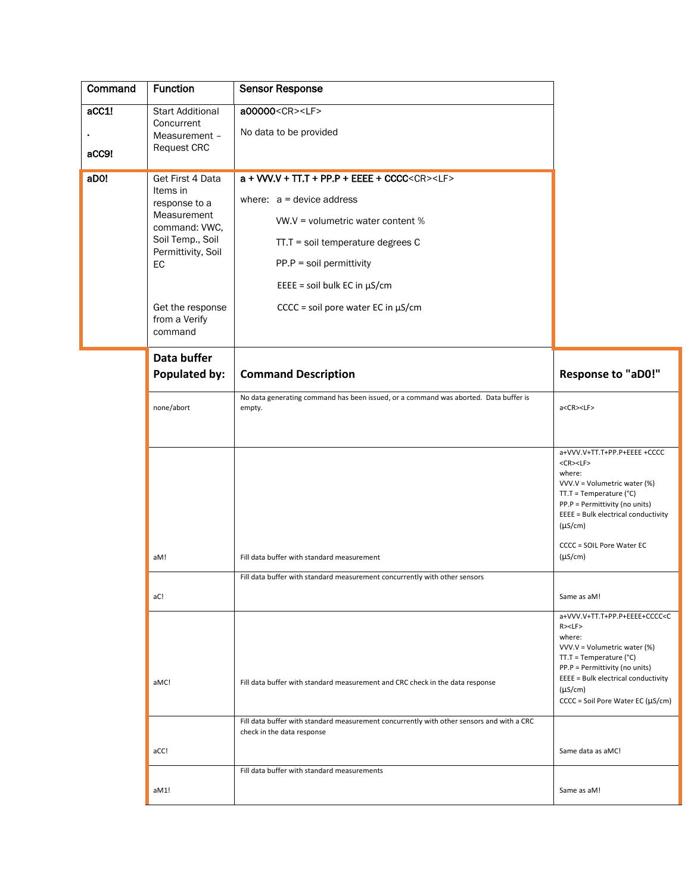| Command | Function | Sensor Response |
|---|---|---|
| aCC1! . aCC9! | Start Additional Concurrent Measurement – Request CRC | a00000<CR><LF><br><br>No data to be provided |
| aD0! | Get First 4 Data Items in response to a Measurement command: VWC, Soil Temp., Soil Permittivity, Soil EC<br><br>Get the response from a Verify command | a + VVV.V + TT.T + PP.P + EEEE + CCCC<CR><LF><br><br>where: a = device address<br><br>VW.V = volumetric water content %<br><br>TT.T = soil temperature degrees C<br><br>PP.P = soil permittivity<br><br>EEEE = soil bulk EC in µS/cm<br><br>CCCC = soil pore water EC in µS/cm |

| Data buffer Populated by: | Command Description | Response to "aD0!" |
|---|---|---|
| none/abort | No data generating command has been issued, or a command was aborted. Data buffer is empty. | a<CR><LF> |
| aM! | Fill data buffer with standard measurement | a+VVV.V+TT.T+PP.P+EEEE +CCCC <CR><LF><br>where:<br>VVV.V = Volumetric water (%)<br>TT.T = Temperature (°C)<br>PP.P = Permittivity (no units)<br>EEEE = Bulk electrical conductivity (µS/cm)<br><br>CCCC = SOIL Pore Water EC (µS/cm) |
| aC! | Fill data buffer with standard measurement concurrently with other sensors | Same as aM! |
| aMC! | Fill data buffer with standard measurement and CRC check in the data response | a+VVV.V+TT.T+PP.P+EEEE+CCCC<CR><LF><br>where:<br>VVV.V = Volumetric water (%)<br>TT.T = Temperature (°C)<br>PP.P = Permittivity (no units)<br>EEEE = Bulk electrical conductivity (µS/cm)<br>CCCC = Soil Pore Water EC (µS/cm) |
| aCC! | Fill data buffer with standard measurement concurrently with other sensors and with a CRC check in the data response | Same data as aMC! |
| aM1! | Fill data buffer with standard measurements | Same as aM! |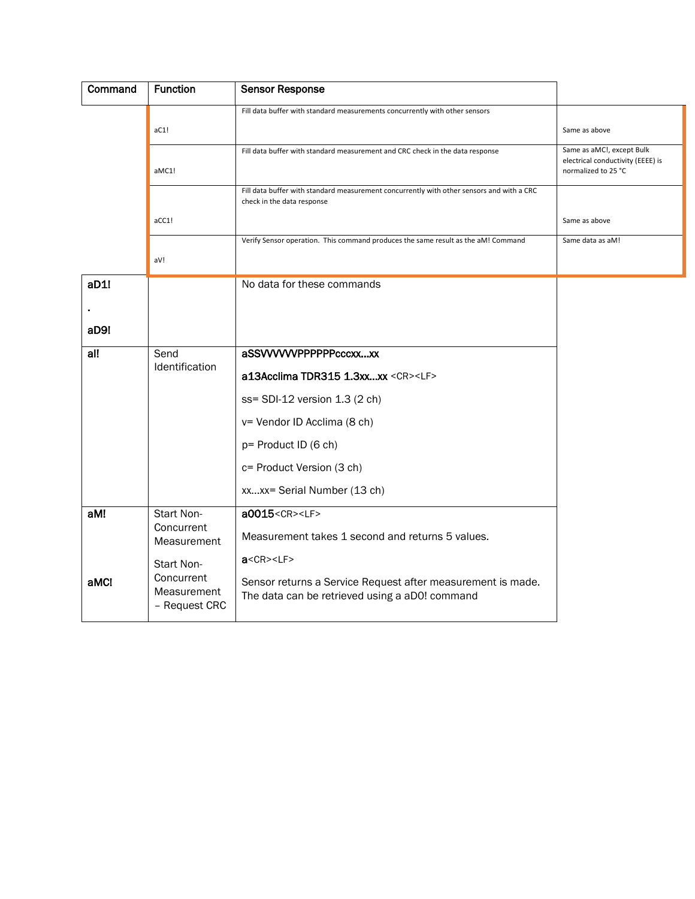| Command | Function | Sensor Response | |
|---|---|---|---|
| | aC1! | Fill data buffer with standard measurements concurrently with other sensors | Same as above |
| | aMC1! | Fill data buffer with standard measurement and CRC check in the data response | Same as aMC!, except Bulk electrical conductivity (EEEE) is normalized to 25 °C |
| | aCC1! | Fill data buffer with standard measurement concurrently with other sensors and with a CRC check in the data response | Same as above |
| | aV! | Verify Sensor operation. This command produces the same result as the aM! Command | Same data as aM! |
| **aD1!**<br>**.**<br>**aD9!** | | No data for these commands | |
| **aI!** | Send Identification | **aSSVVVVVVPPPPPPcccxx…xx**<br>**a13Acclima TDR315 1.3xx…xx** <CR><LF><br>ss= SDI-12 version 1.3 (2 ch)<br>v= Vendor ID Acclima (8 ch)<br>p= Product ID (6 ch)<br>c= Product Version (3 ch)<br>xx…xx= Serial Number (13 ch) | |
| **aM!**<br><br>**aMC!** | Start Non-Concurrent Measurement<br><br>Start Non-Concurrent Measurement – Request CRC | **a0015**<CR><LF><br>Measurement takes 1 second and returns 5 values.<br>**a**<CR><LF><br>Sensor returns a Service Request after measurement is made. The data can be retrieved using a aD0! command | |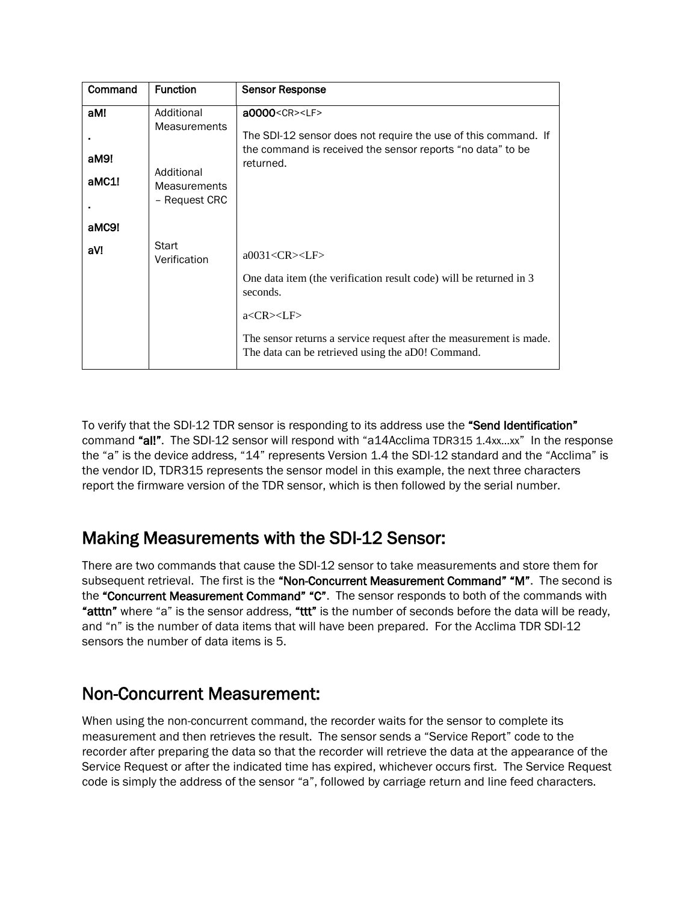| Command | Function | Sensor Response |
| --- | --- | --- |
| **aM!**<br>**.**<br>**aM9!**<br>**aMC1!**<br>**.**<br>**aMC9!** | Additional Measurements<br><br>Additional Measurements – Request CRC | **a0000**<CR><LF><br>The SDI-12 sensor does not require the use of this command. If the command is received the sensor reports "no data" to be returned. |
| **aV!** | Start Verification | a0031<CR><LF><br>One data item (the verification result code) will be returned in 3 seconds.<br>a<CR><LF><br>The sensor returns a service request after the measurement is made. The data can be retrieved using the aD0! Command. |

To verify that the SDI-12 TDR sensor is responding to its address use the **"Send Identification"** command **"aI!"**. The SDI-12 sensor will respond with "a14Acclima TDR315 1.4xx…xx" In the response the "a" is the device address, "14" represents Version 1.4 the SDI-12 standard and the "Acclima" is the vendor ID, TDR315 represents the sensor model in this example, the next three characters report the firmware version of the TDR sensor, which is then followed by the serial number.

## Making Measurements with the SDI-12 Sensor:

There are two commands that cause the SDI-12 sensor to take measurements and store them for subsequent retrieval. The first is the **"Non-Concurrent Measurement Command" "M"**. The second is the **"Concurrent Measurement Command" "C"**. The sensor responds to both of the commands with **"atttn"** where "a" is the sensor address, **"ttt"** is the number of seconds before the data will be ready, and "n" is the number of data items that will have been prepared. For the Acclima TDR SDI-12 sensors the number of data items is 5.

## Non-Concurrent Measurement:

When using the non-concurrent command, the recorder waits for the sensor to complete its measurement and then retrieves the result. The sensor sends a "Service Report" code to the recorder after preparing the data so that the recorder will retrieve the data at the appearance of the Service Request or after the indicated time has expired, whichever occurs first. The Service Request code is simply the address of the sensor "a", followed by carriage return and line feed characters.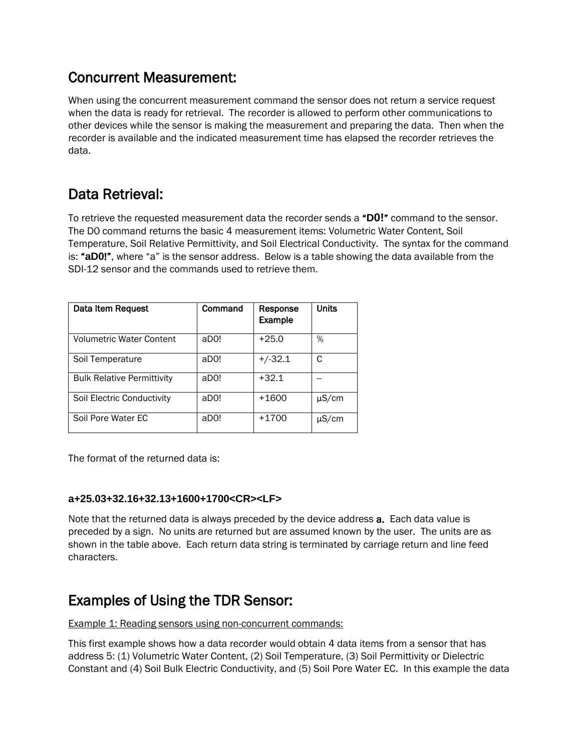## Concurrent Measurement:

When using the concurrent measurement command the sensor does not return a service request when the data is ready for retrieval. The recorder is allowed to perform other communications to other devices while the sensor is making the measurement and preparing the data. Then when the recorder is available and the indicated measurement time has elapsed the recorder retrieves the data.

## Data Retrieval:

To retrieve the requested measurement data the recorder sends a **"D0!"** command to the sensor. The D0 command returns the basic 4 measurement items: Volumetric Water Content, Soil Temperature, Soil Relative Permittivity, and Soil Electrical Conductivity. The syntax for the command is: **"aD0!"**, where "a" is the sensor address. Below is a table showing the data available from the SDI-12 sensor and the commands used to retrieve them.

| Data Item Request | Command | Response Example | Units |
| --- | --- | --- | --- |
| Volumetric Water Content | aD0! | +25.0 | % |
| Soil Temperature | aD0! | +/-32.1 | C |
| Bulk Relative Permittivity | aD0! | +32.1 | -- |
| Soil Electric Conductivity | aD0! | +1600 | µS/cm |
| Soil Pore Water EC | aD0! | +1700 | µS/cm |

The format of the returned data is:

**a+25.03+32.16+32.13+1600+1700<CR><LF>**

Note that the returned data is always preceded by the device address **a.** Each data value is preceded by a sign. No units are returned but are assumed known by the user. The units are as shown in the table above. Each return data string is terminated by carriage return and line feed characters.

## Examples of Using the TDR Sensor:

Example 1: Reading sensors using non-concurrent commands:

This first example shows how a data recorder would obtain 4 data items from a sensor that has address 5: (1) Volumetric Water Content, (2) Soil Temperature, (3) Soil Permittivity or Dielectric Constant and (4) Soil Bulk Electric Conductivity, and (5) Soil Pore Water EC. In this example the data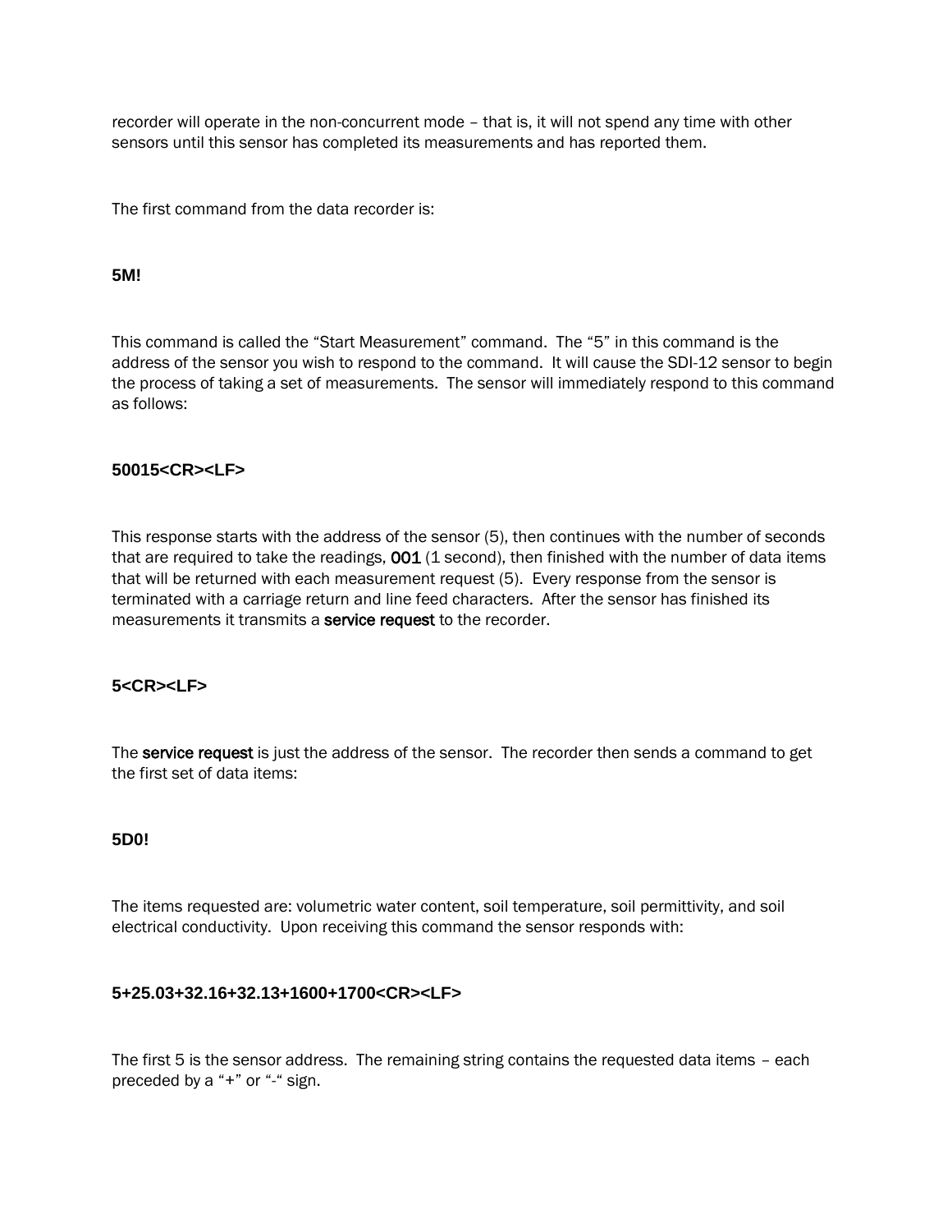recorder will operate in the non-concurrent mode – that is, it will not spend any time with other sensors until this sensor has completed its measurements and has reported them.

The first command from the data recorder is:

**5M!**

This command is called the "Start Measurement" command. The "5" in this command is the address of the sensor you wish to respond to the command. It will cause the SDI-12 sensor to begin the process of taking a set of measurements. The sensor will immediately respond to this command as follows:

**50015<CR><LF>**

This response starts with the address of the sensor (5), then continues with the number of seconds that are required to take the readings, **001** (1 second), then finished with the number of data items that will be returned with each measurement request (5). Every response from the sensor is terminated with a carriage return and line feed characters. After the sensor has finished its measurements it transmits a **service request** to the recorder.

**5<CR><LF>**

The **service request** is just the address of the sensor. The recorder then sends a command to get the first set of data items:

**5D0!**

The items requested are: volumetric water content, soil temperature, soil permittivity, and soil electrical conductivity. Upon receiving this command the sensor responds with:

**5+25.03+32.16+32.13+1600+1700<CR><LF>**

The first 5 is the sensor address. The remaining string contains the requested data items – each preceded by a "+" or "-" sign.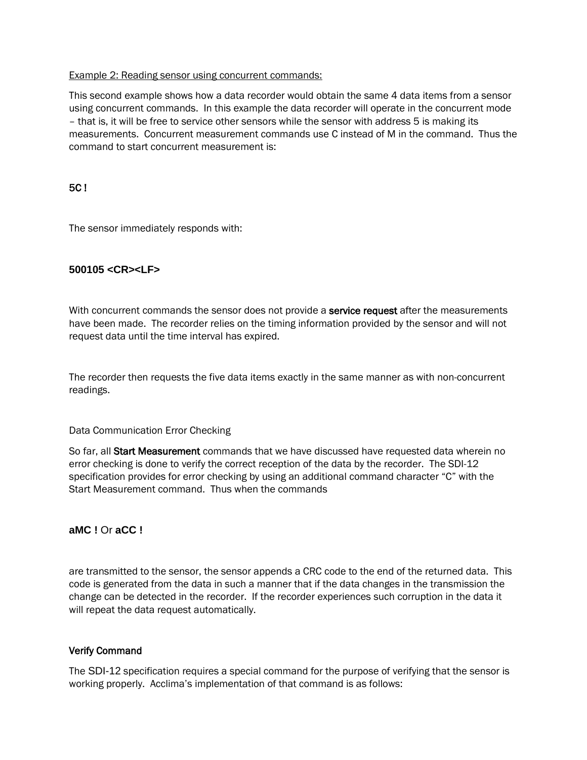Example 2: Reading sensor using concurrent commands:

This second example shows how a data recorder would obtain the same 4 data items from a sensor using concurrent commands. In this example the data recorder will operate in the concurrent mode – that is, it will be free to service other sensors while the sensor with address 5 is making its measurements. Concurrent measurement commands use C instead of M in the command. Thus the command to start concurrent measurement is:

5C !

The sensor immediately responds with:

**500105 <CR><LF>**

With concurrent commands the sensor does not provide a **service request** after the measurements have been made. The recorder relies on the timing information provided by the sensor and will not request data until the time interval has expired.

The recorder then requests the five data items exactly in the same manner as with non-concurrent readings.

Data Communication Error Checking

So far, all **Start Measurement** commands that we have discussed have requested data wherein no error checking is done to verify the correct reception of the data by the recorder. The SDI-12 specification provides for error checking by using an additional command character "C" with the Start Measurement command. Thus when the commands

**aMC !** Or **aCC !**

are transmitted to the sensor, the sensor appends a CRC code to the end of the returned data. This code is generated from the data in such a manner that if the data changes in the transmission the change can be detected in the recorder. If the recorder experiences such corruption in the data it will repeat the data request automatically.

### Verify Command

The SDI-12 specification requires a special command for the purpose of verifying that the sensor is working properly. Acclima's implementation of that command is as follows: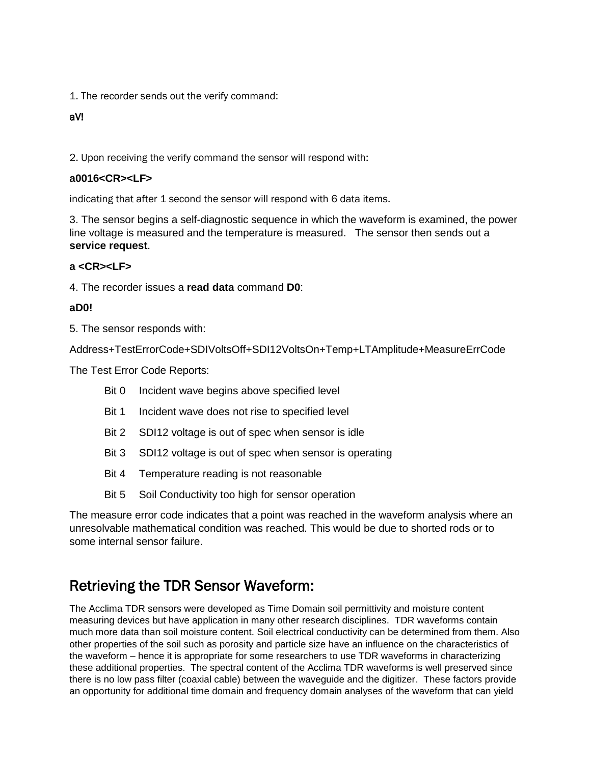1. The recorder sends out the verify command:

**aV!**

2. Upon receiving the verify command the sensor will respond with:

**a0016<CR><LF>**

indicating that after 1 second the sensor will respond with 6 data items.

3. The sensor begins a self-diagnostic sequence in which the waveform is examined, the power line voltage is measured and the temperature is measured. The sensor then sends out a **service request**.

**a <CR><LF>**

4. The recorder issues a **read data** command **D0**:

**aD0!**

5. The sensor responds with:

Address+TestErrorCode+SDIVoltsOff+SDI12VoltsOn+Temp+LTAmplitude+MeasureErrCode

The Test Error Code Reports:

- Bit 0 Incident wave begins above specified level
- Bit 1 Incident wave does not rise to specified level
- Bit 2 SDI12 voltage is out of spec when sensor is idle
- Bit 3 SDI12 voltage is out of spec when sensor is operating
- Bit 4 Temperature reading is not reasonable
- Bit 5 Soil Conductivity too high for sensor operation

The measure error code indicates that a point was reached in the waveform analysis where an unresolvable mathematical condition was reached. This would be due to shorted rods or to some internal sensor failure.

## Retrieving the TDR Sensor Waveform:

The Acclima TDR sensors were developed as Time Domain soil permittivity and moisture content measuring devices but have application in many other research disciplines. TDR waveforms contain much more data than soil moisture content. Soil electrical conductivity can be determined from them. Also other properties of the soil such as porosity and particle size have an influence on the characteristics of the waveform – hence it is appropriate for some researchers to use TDR waveforms in characterizing these additional properties. The spectral content of the Acclima TDR waveforms is well preserved since there is no low pass filter (coaxial cable) between the waveguide and the digitizer. These factors provide an opportunity for additional time domain and frequency domain analyses of the waveform that can yield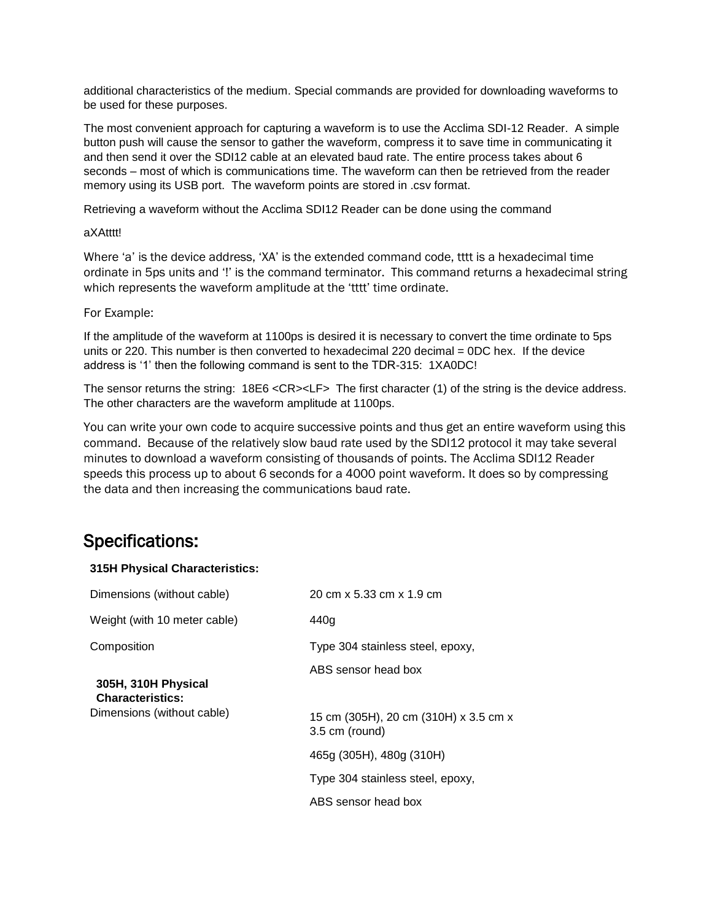additional characteristics of the medium. Special commands are provided for downloading waveforms to be used for these purposes.

The most convenient approach for capturing a waveform is to use the Acclima SDI-12 Reader. A simple button push will cause the sensor to gather the waveform, compress it to save time in communicating it and then send it over the SDI12 cable at an elevated baud rate. The entire process takes about 6 seconds – most of which is communications time. The waveform can then be retrieved from the reader memory using its USB port. The waveform points are stored in .csv format.

Retrieving a waveform without the Acclima SDI12 Reader can be done using the command

aXAtttt!

Where 'a' is the device address, 'XA' is the extended command code, tttt is a hexadecimal time ordinate in 5ps units and '!' is the command terminator. This command returns a hexadecimal string which represents the waveform amplitude at the 'tttt' time ordinate.

For Example:

If the amplitude of the waveform at 1100ps is desired it is necessary to convert the time ordinate to 5ps units or 220. This number is then converted to hexadecimal 220 decimal = 0DC hex. If the device address is '1' then the following command is sent to the TDR-315: 1XA0DC!

The sensor returns the string: 18E6 <CR><LF> The first character (1) of the string is the device address. The other characters are the waveform amplitude at 1100ps.

You can write your own code to acquire successive points and thus get an entire waveform using this command. Because of the relatively slow baud rate used by the SDI12 protocol it may take several minutes to download a waveform consisting of thousands of points. The Acclima SDI12 Reader speeds this process up to about 6 seconds for a 4000 point waveform. It does so by compressing the data and then increasing the communications baud rate.

## Specifications:

| **315H Physical Characteristics:** | |
|---|---|
| Dimensions (without cable) | 20 cm x 5.33 cm x 1.9 cm |
| Weight (with 10 meter cable) | 440g |
| Composition | Type 304 stainless steel, epoxy, ABS sensor head box |
| **305H, 310H Physical Characteristics:** | |
| Dimensions (without cable) | 15 cm (305H), 20 cm (310H) x 3.5 cm x 3.5 cm (round) |
| | 465g (305H), 480g (310H) |
| | Type 304 stainless steel, epoxy, ABS sensor head box |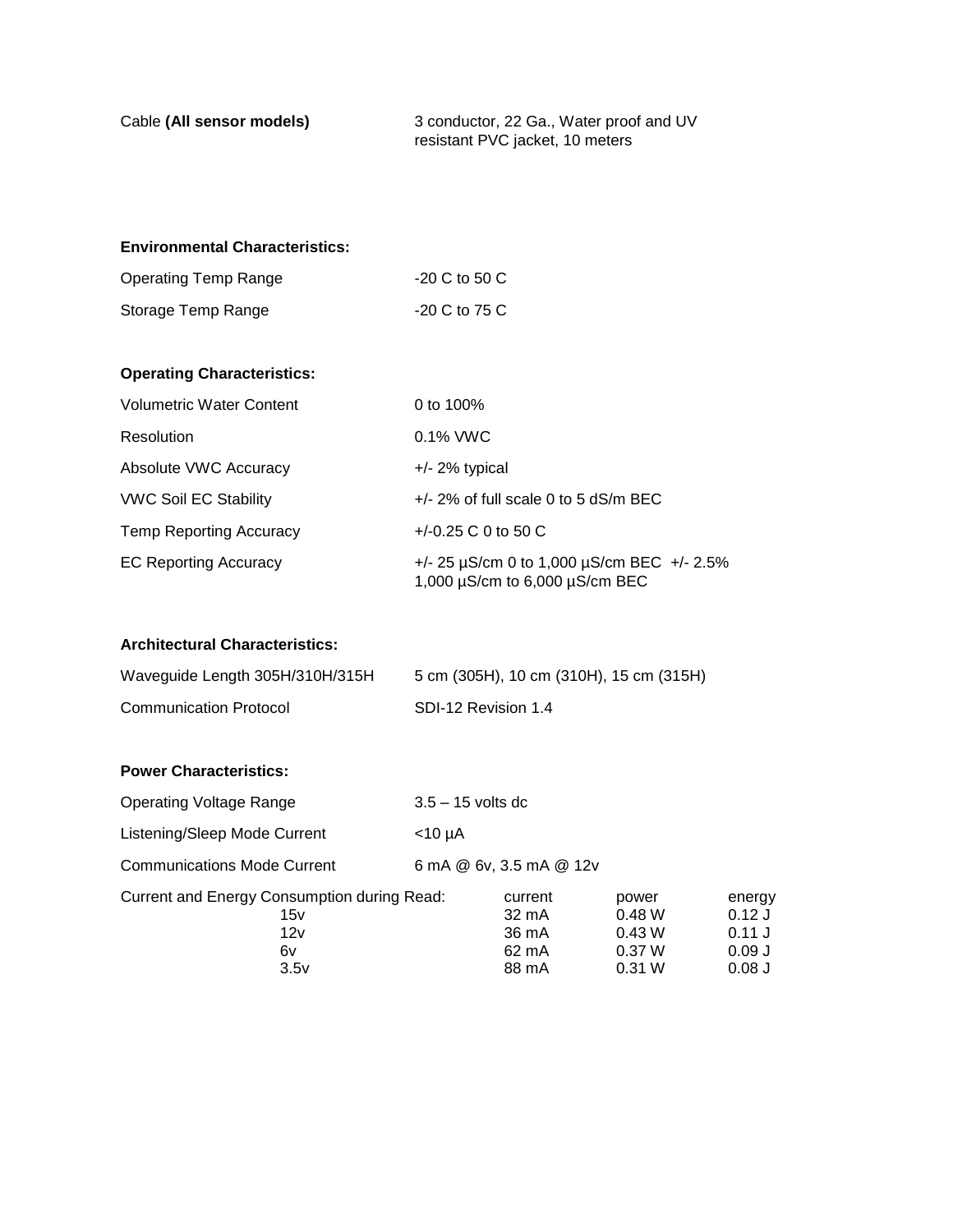Cable **(All sensor models)** 3 conductor, 22 Ga., Water proof and UV resistant PVC jacket, 10 meters

**Environmental Characteristics:**

| | |
|---|---|
| Operating Temp Range | -20 C to 50 C |
| Storage Temp Range | -20 C to 75 C |

**Operating Characteristics:**

| | |
|---|---|
| Volumetric Water Content | 0 to 100% |
| Resolution | 0.1% VWC |
| Absolute VWC Accuracy | +/- 2% typical |
| VWC Soil EC Stability | +/- 2% of full scale 0 to 5 dS/m BEC |
| Temp Reporting Accuracy | +/-0.25 C 0 to 50 C |
| EC Reporting Accuracy | +/- 25 µS/cm 0 to 1,000 µS/cm BEC +/- 2.5% 1,000 µS/cm to 6,000 µS/cm BEC |

**Architectural Characteristics:**

| | |
|---|---|
| Waveguide Length 305H/310H/315H | 5 cm (305H), 10 cm (310H), 15 cm (315H) |
| Communication Protocol | SDI-12 Revision 1.4 |

**Power Characteristics:**

| | |
|---|---|
| Operating Voltage Range | 3.5 – 15 volts dc |
| Listening/Sleep Mode Current | <10 µA |
| Communications Mode Current | 6 mA @ 6v, 3.5 mA @ 12v |

Current and Energy Consumption during Read:

| | current | power | energy |
|---|---|---|---|
| 15v | 32 mA | 0.48 W | 0.12 J |
| 12v | 36 mA | 0.43 W | 0.11 J |
| 6v | 62 mA | 0.37 W | 0.09 J |
| 3.5v | 88 mA | 0.31 W | 0.08 J |